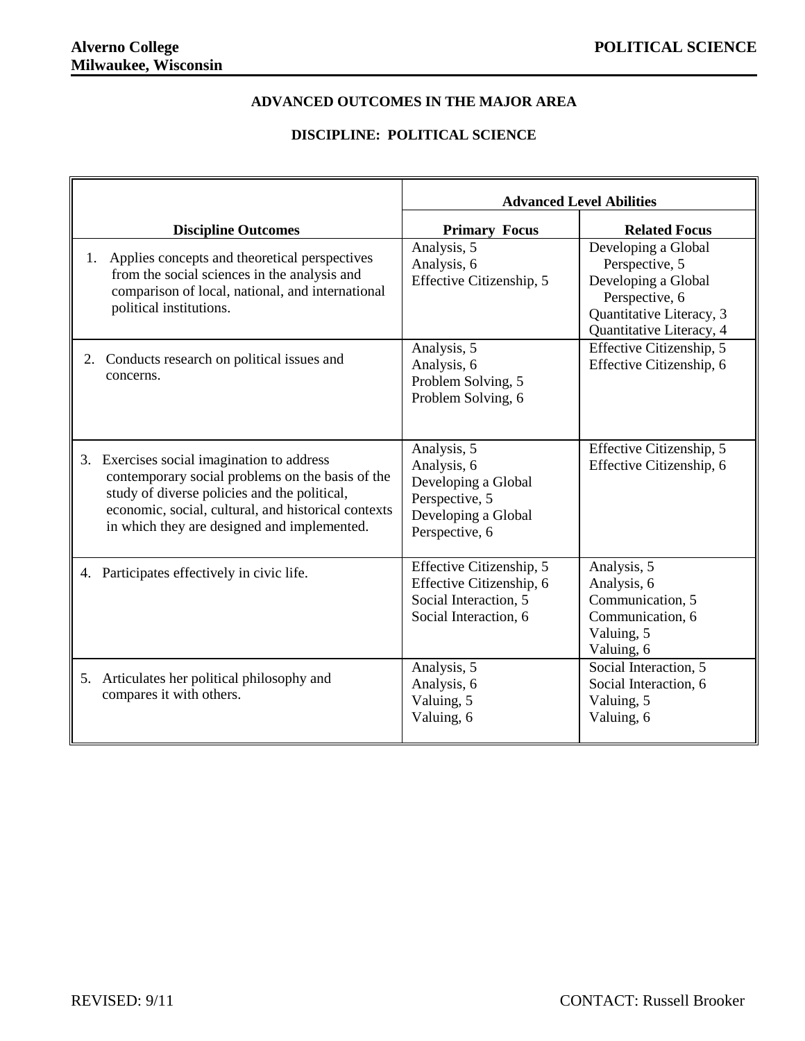**Alverno College**
**Milwaukee, Wisconsin**

**POLITICAL SCIENCE**

## ADVANCED OUTCOMES IN THE MAJOR AREA

## DISCIPLINE: POLITICAL SCIENCE

| Discipline Outcomes | Advanced Level Abilities | |
|---|---|---|
| | **Primary Focus** | **Related Focus** |
| 1. Applies concepts and theoretical perspectives from the social sciences in the analysis and comparison of local, national, and international political institutions. | Analysis, 5<br>Analysis, 6<br>Effective Citizenship, 5 | Developing a Global Perspective, 5<br>Developing a Global Perspective, 6<br>Quantitative Literacy, 3<br>Quantitative Literacy, 4 |
| 2. Conducts research on political issues and concerns. | Analysis, 5<br>Analysis, 6<br>Problem Solving, 5<br>Problem Solving, 6 | Effective Citizenship, 5<br>Effective Citizenship, 6 |
| 3. Exercises social imagination to address contemporary social problems on the basis of the study of diverse policies and the political, economic, social, cultural, and historical contexts in which they are designed and implemented. | Analysis, 5<br>Analysis, 6<br>Developing a Global Perspective, 5<br>Developing a Global Perspective, 6 | Effective Citizenship, 5<br>Effective Citizenship, 6 |
| 4. Participates effectively in civic life. | Effective Citizenship, 5<br>Effective Citizenship, 6<br>Social Interaction, 5<br>Social Interaction, 6 | Analysis, 5<br>Analysis, 6<br>Communication, 5<br>Communication, 6<br>Valuing, 5<br>Valuing, 6 |
| 5. Articulates her political philosophy and compares it with others. | Analysis, 5<br>Analysis, 6<br>Valuing, 5<br>Valuing, 6 | Social Interaction, 5<br>Social Interaction, 6<br>Valuing, 5<br>Valuing, 6 |

REVISED: 9/11

CONTACT: Russell Brooker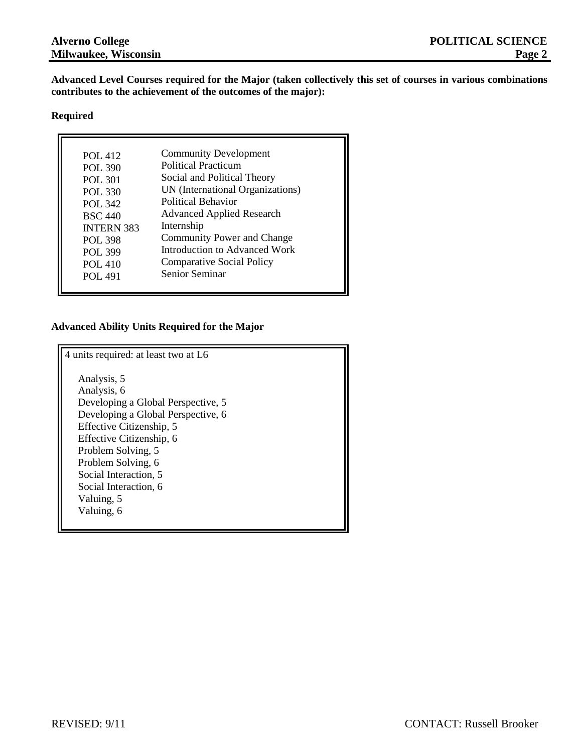**Advanced Level Courses required for the Major (taken collectively this set of courses in various combinations contributes to the achievement of the outcomes of the major):**

**Required**

| | |
|---|---|
| POL 412 | Community Development |
| POL 390 | Political Practicum |
| POL 301 | Social and Political Theory |
| POL 330 | UN (International Organizations) |
| POL 342 | Political Behavior |
| BSC 440 | Advanced Applied Research |
| INTERN 383 | Internship |
| POL 398 | Community Power and Change |
| POL 399 | Introduction to Advanced Work |
| POL 410 | Comparative Social Policy |
| POL 491 | Senior Seminar |

**Advanced Ability Units Required for the Major**

4 units required: at least two at L6

- Analysis, 5
- Analysis, 6
- Developing a Global Perspective, 5
- Developing a Global Perspective, 6
- Effective Citizenship, 5
- Effective Citizenship, 6
- Problem Solving, 5
- Problem Solving, 6
- Social Interaction, 5
- Social Interaction, 6
- Valuing, 5
- Valuing, 6

REVISED: 9/11

CONTACT: Russell Brooker